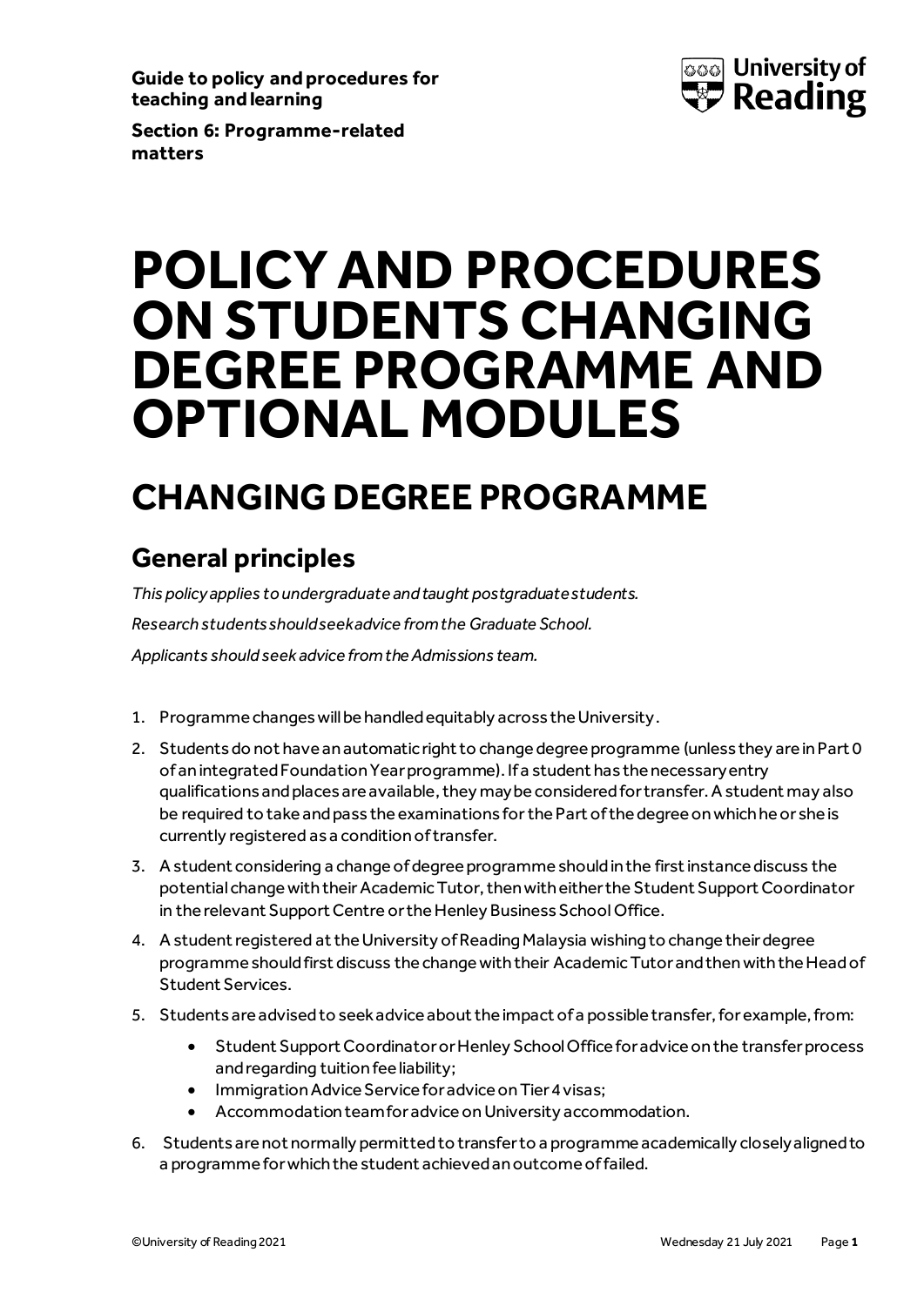**Guide to policy and procedures for teaching and learning**

**Section 6: Programme-related matters**

# POLICY AND PROCEDURES ON STUDENTS CHANGING DEGREE PROGRAMME AND OPTIONAL MODULES

## CHANGING DEGREE PROGRAMME

### General principles

*This policy applies to undergraduate and taught postgraduate students.*

*Research students should seek advice from the Graduate School.*

*Applicants should seek advice from the Admissions team.*

1. Programme changes will be handled equitably across the University.
2. Students do not have an automatic right to change degree programme (unless they are in Part 0 of an integrated Foundation Year programme). If a student has the necessary entry qualifications and places are available, they may be considered for transfer. A student may also be required to take and pass the examinations for the Part of the degree on which he or she is currently registered as a condition of transfer.
3. A student considering a change of degree programme should in the first instance discuss the potential change with their Academic Tutor, then with either the Student Support Coordinator in the relevant Support Centre or the Henley Business School Office.
4. A student registered at the University of Reading Malaysia wishing to change their degree programme should first discuss the change with their Academic Tutor and then with the Head of Student Services.
5. Students are advised to seek advice about the impact of a possible transfer, for example, from:
    - Student Support Coordinator or Henley School Office for advice on the transfer process and regarding tuition fee liability;
    - Immigration Advice Service for advice on Tier 4 visas;
    - Accommodation team for advice on University accommodation.
6. Students are not normally permitted to transfer to a programme academically closely aligned to a programme for which the student achieved an outcome of failed.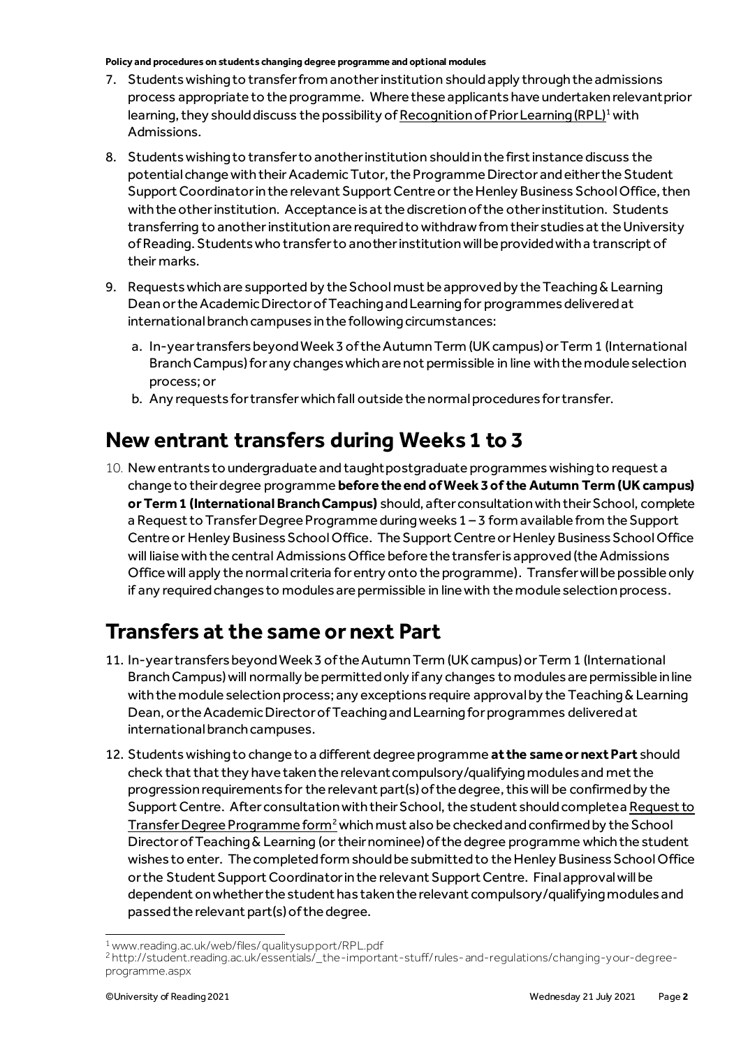7. Students wishing to transfer from another institution should apply through the admissions process appropriate to the programme. Where these applicants have undertaken relevant prior learning, they should discuss the possibility of Recognition of Prior Learning (RPL)[1] with Admissions.

8. Students wishing to transfer to another institution should in the first instance discuss the potential change with their Academic Tutor, the Programme Director and either the Student Support Coordinator in the relevant Support Centre or the Henley Business School Office, then with the other institution. Acceptance is at the discretion of the other institution. Students transferring to another institution are required to withdraw from their studies at the University of Reading. Students who transfer to another institution will be provided with a transcript of their marks.

9. Requests which are supported by the School must be approved by the Teaching & Learning Dean or the Academic Director of Teaching and Learning for programmes delivered at international branch campuses in the following circumstances:
   a. In-year transfers beyond Week 3 of the Autumn Term (UK campus) or Term 1 (International Branch Campus) for any changes which are not permissible in line with the module selection process; or
   b. Any requests for transfer which fall outside the normal procedures for transfer.

## New entrant transfers during Weeks 1 to 3

10. New entrants to undergraduate and taught postgraduate programmes wishing to request a change to their degree programme **before the end of Week 3 of the Autumn Term (UK campus) or Term 1 (International Branch Campus)** should, after consultation with their School, complete a Request to Transfer Degree Programme during weeks 1 – 3 form available from the Support Centre or Henley Business School Office. The Support Centre or Henley Business School Office will liaise with the central Admissions Office before the transfer is approved (the Admissions Office will apply the normal criteria for entry onto the programme). Transfer will be possible only if any required changes to modules are permissible in line with the module selection process.

## Transfers at the same or next Part

11. In-year transfers beyond Week 3 of the Autumn Term (UK campus) or Term 1 (International Branch Campus) will normally be permitted only if any changes to modules are permissible in line with the module selection process; any exceptions require approval by the Teaching & Learning Dean, or the Academic Director of Teaching and Learning for programmes delivered at international branch campuses.

12. Students wishing to change to a different degree programme **at the same or next Part** should check that that they have taken the relevant compulsory/qualifying modules and met the progression requirements for the relevant part(s) of the degree, this will be confirmed by the Support Centre. After consultation with their School, the student should complete a Request to Transfer Degree Programme form[2] which must also be checked and confirmed by the School Director of Teaching & Learning (or their nominee) of the degree programme which the student wishes to enter. The completed form should be submitted to the Henley Business School Office or the Student Support Coordinator in the relevant Support Centre. Final approval will be dependent on whether the student has taken the relevant compulsory/qualifying modules and passed the relevant part(s) of the degree.

---

[1] www.reading.ac.uk/web/files/qualitysupport/RPL.pdf

[2] http://student.reading.ac.uk/essentials/_the-important-stuff/rules-and-regulations/changing-your-degree-programme.aspx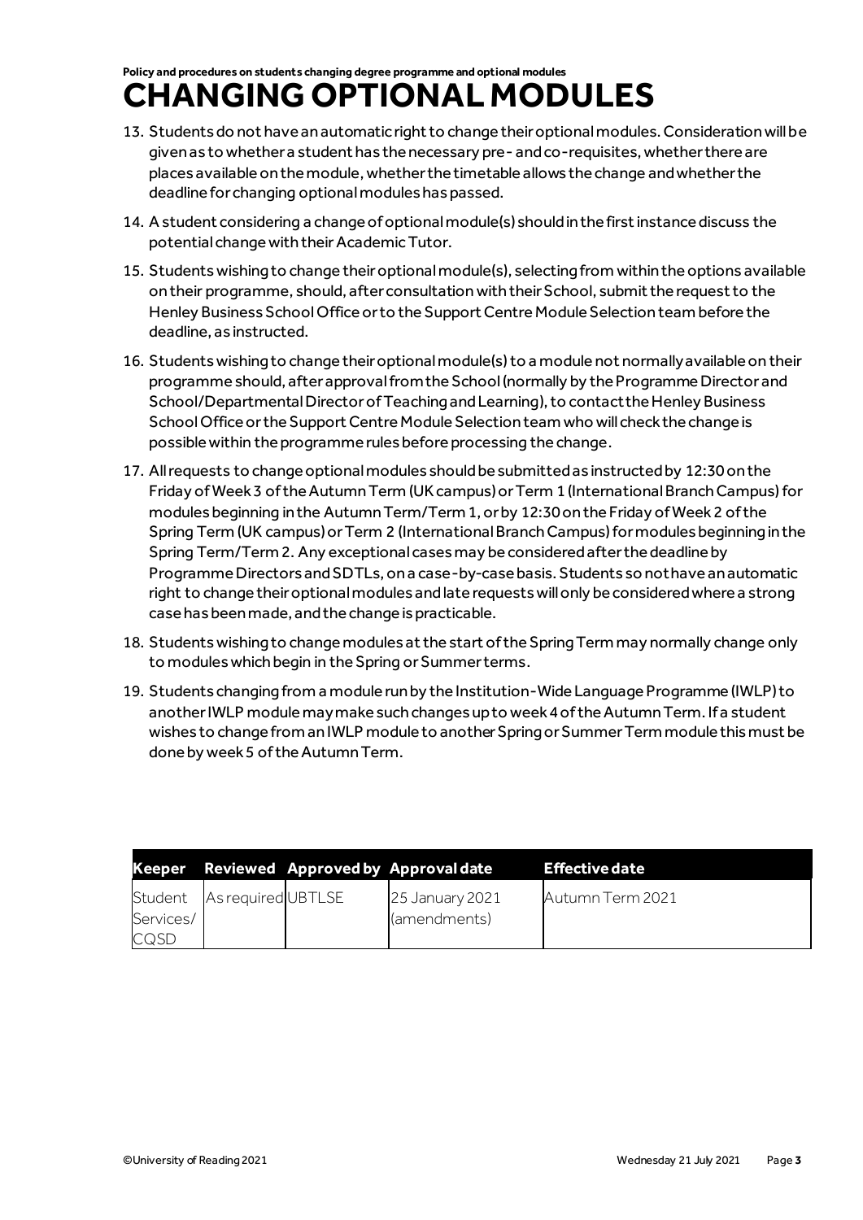# CHANGING OPTIONAL MODULES

13. Students do not have an automatic right to change their optional modules. Consideration will be given as to whether a student has the necessary pre- and co-requisites, whether there are places available on the module, whether the timetable allows the change and whether the deadline for changing optional modules has passed.
14. A student considering a change of optional module(s) should in the first instance discuss the potential change with their Academic Tutor.
15. Students wishing to change their optional module(s), selecting from within the options available on their programme, should, after consultation with their School, submit the request to the Henley Business School Office or to the Support Centre Module Selection team before the deadline, as instructed.
16. Students wishing to change their optional module(s) to a module not normally available on their programme should, after approval from the School (normally by the Programme Director and School/Departmental Director of Teaching and Learning), to contact the Henley Business School Office or the Support Centre Module Selection team who will check the change is possible within the programme rules before processing the change.
17. All requests to change optional modules should be submitted as instructed by 12:30 on the Friday of Week 3 of the Autumn Term (UK campus) or Term 1 (International Branch Campus) for modules beginning in the Autumn Term/Term 1, or by 12:30 on the Friday of Week 2 of the Spring Term (UK campus) or Term 2 (International Branch Campus) for modules beginning in the Spring Term/Term 2. Any exceptional cases may be considered after the deadline by Programme Directors and SDTLs, on a case-by-case basis. Students so not have an automatic right to change their optional modules and late requests will only be considered where a strong case has been made, and the change is practicable.
18. Students wishing to change modules at the start of the Spring Term may normally change only to modules which begin in the Spring or Summer terms.
19. Students changing from a module run by the Institution-Wide Language Programme (IWLP) to another IWLP module may make such changes up to week 4 of the Autumn Term. If a student wishes to change from an IWLP module to another Spring or Summer Term module this must be done by week 5 of the Autumn Term.

| Keeper | Reviewed | Approved by | Approval date | Effective date |
|---|---|---|---|---|
| Student Services/ CQSD | As required | UBTLSE | 25 January 2021 (amendments) | Autumn Term 2021 |